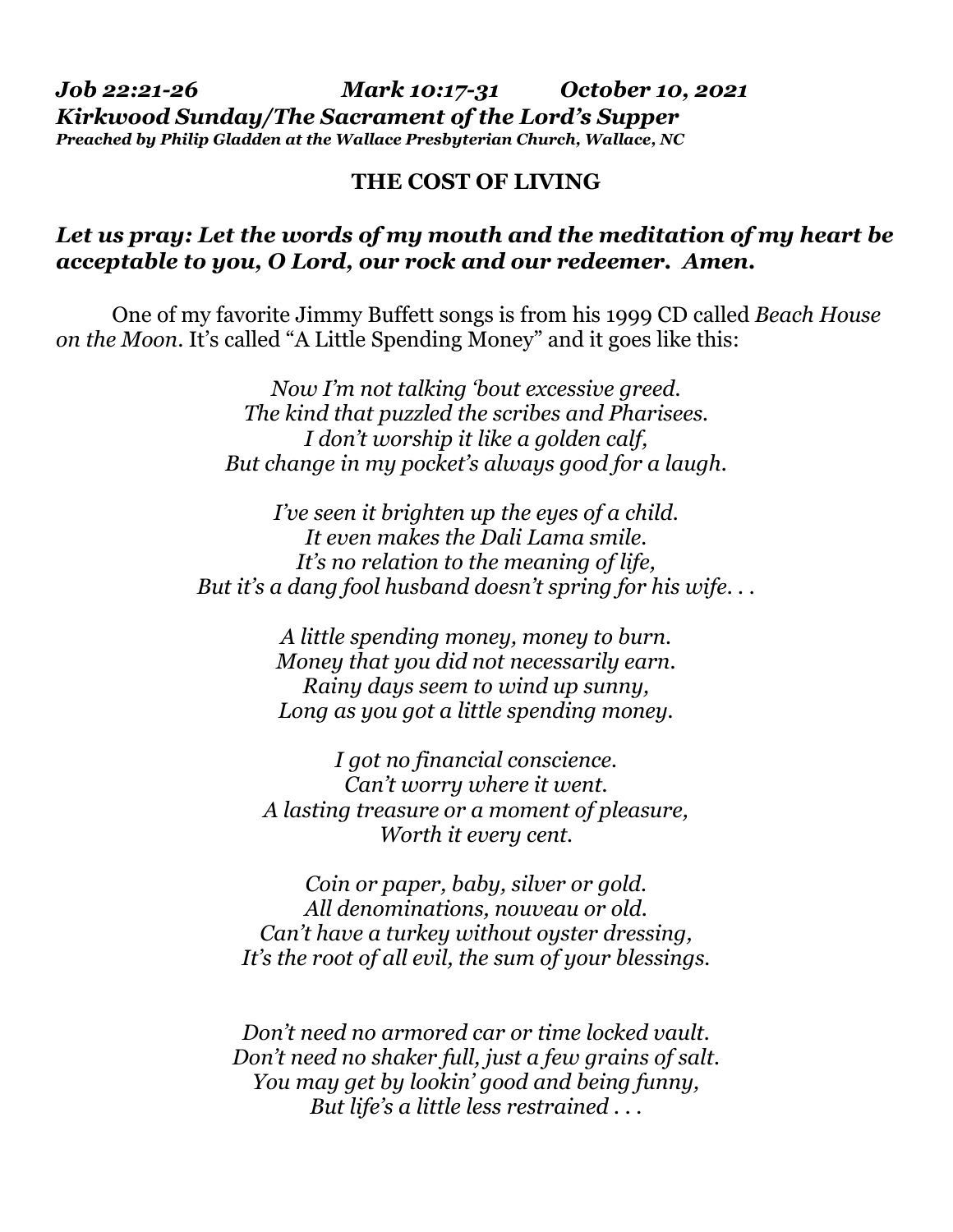***Job 22:21-26 Mark 10:17-31 October 10, 2021***
***Kirkwood Sunday/The Sacrament of the Lord's Supper***
***Preached by Philip Gladden at the Wallace Presbyterian Church, Wallace, NC***

## THE COST OF LIVING

***Let us pray: Let the words of my mouth and the meditation of my heart be acceptable to you, O Lord, our rock and our redeemer. Amen.***

One of my favorite Jimmy Buffett songs is from his 1999 CD called *Beach House on the Moon*. It's called "A Little Spending Money" and it goes like this:

*Now I'm not talking 'bout excessive greed.*
*The kind that puzzled the scribes and Pharisees.*
*I don't worship it like a golden calf,*
*But change in my pocket's always good for a laugh.*

*I've seen it brighten up the eyes of a child.*
*It even makes the Dali Lama smile.*
*It's no relation to the meaning of life,*
*But it's a dang fool husband doesn't spring for his wife. . .*

*A little spending money, money to burn.*
*Money that you did not necessarily earn.*
*Rainy days seem to wind up sunny,*
*Long as you got a little spending money.*

*I got no financial conscience.*
*Can't worry where it went.*
*A lasting treasure or a moment of pleasure,*
*Worth it every cent.*

*Coin or paper, baby, silver or gold.*
*All denominations, nouveau or old.*
*Can't have a turkey without oyster dressing,*
*It's the root of all evil, the sum of your blessings.*

*Don't need no armored car or time locked vault.*
*Don't need no shaker full, just a few grains of salt.*
*You may get by lookin' good and being funny,*
*But life's a little less restrained . . .*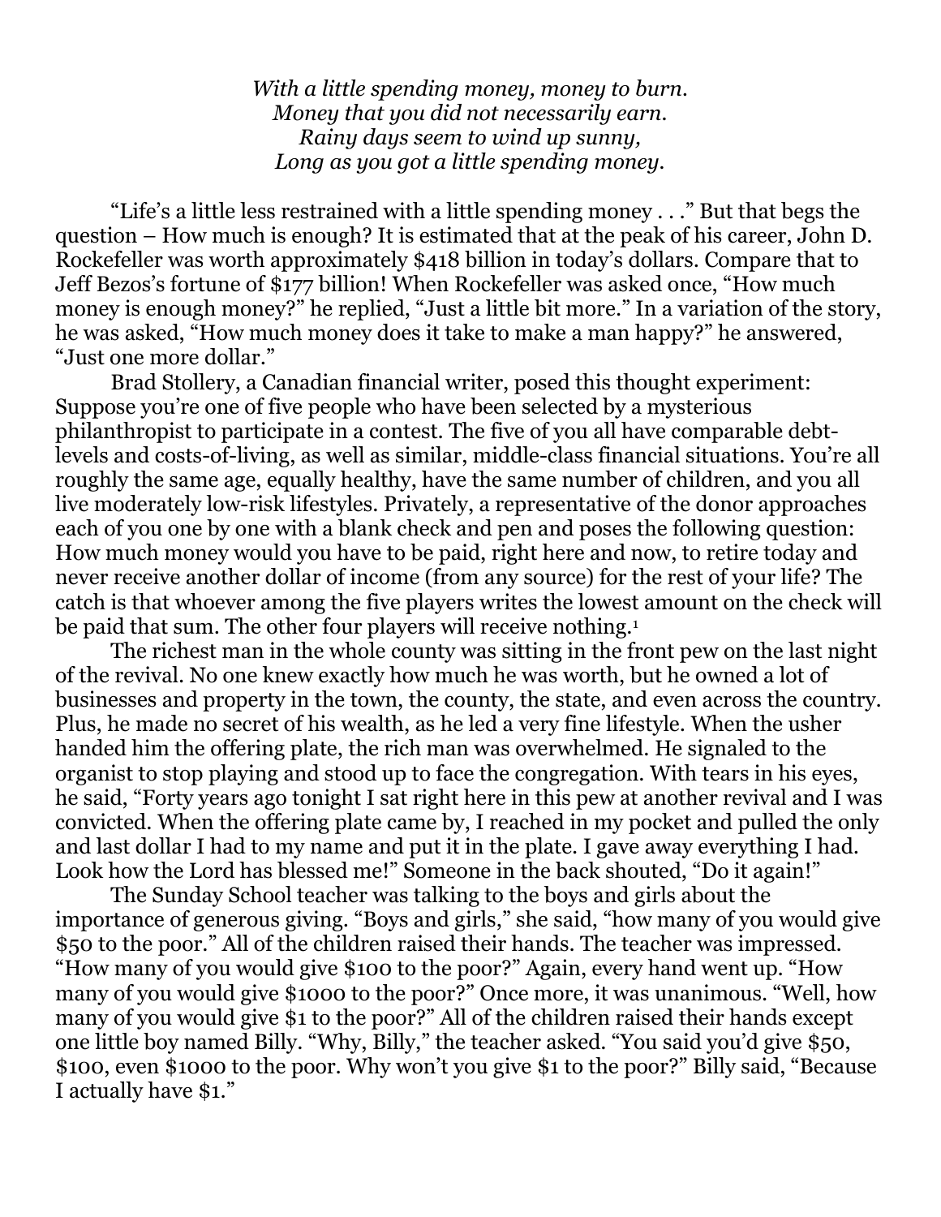*With a little spending money, money to burn.*
*Money that you did not necessarily earn.*
*Rainy days seem to wind up sunny,*
*Long as you got a little spending money.*

"Life's a little less restrained with a little spending money . . ." But that begs the question – How much is enough? It is estimated that at the peak of his career, John D. Rockefeller was worth approximately $418 billion in today's dollars. Compare that to Jeff Bezos's fortune of $177 billion! When Rockefeller was asked once, "How much money is enough money?" he replied, "Just a little bit more." In a variation of the story, he was asked, "How much money does it take to make a man happy?" he answered, "Just one more dollar."

Brad Stollery, a Canadian financial writer, posed this thought experiment: Suppose you're one of five people who have been selected by a mysterious philanthropist to participate in a contest. The five of you all have comparable debt-levels and costs-of-living, as well as similar, middle-class financial situations. You're all roughly the same age, equally healthy, have the same number of children, and you all live moderately low-risk lifestyles. Privately, a representative of the donor approaches each of you one by one with a blank check and pen and poses the following question: How much money would you have to be paid, right here and now, to retire today and never receive another dollar of income (from any source) for the rest of your life? The catch is that whoever among the five players writes the lowest amount on the check will be paid that sum. The other four players will receive nothing.[1]

The richest man in the whole county was sitting in the front pew on the last night of the revival. No one knew exactly how much he was worth, but he owned a lot of businesses and property in the town, the county, the state, and even across the country. Plus, he made no secret of his wealth, as he led a very fine lifestyle. When the usher handed him the offering plate, the rich man was overwhelmed. He signaled to the organist to stop playing and stood up to face the congregation. With tears in his eyes, he said, "Forty years ago tonight I sat right here in this pew at another revival and I was convicted. When the offering plate came by, I reached in my pocket and pulled the only and last dollar I had to my name and put it in the plate. I gave away everything I had. Look how the Lord has blessed me!" Someone in the back shouted, "Do it again!"

The Sunday School teacher was talking to the boys and girls about the importance of generous giving. "Boys and girls," she said, "how many of you would give $50 to the poor." All of the children raised their hands. The teacher was impressed. "How many of you would give $100 to the poor?" Again, every hand went up. "How many of you would give $1000 to the poor?" Once more, it was unanimous. "Well, how many of you would give $1 to the poor?" All of the children raised their hands except one little boy named Billy. "Why, Billy," the teacher asked. "You said you'd give $50, $100, even $1000 to the poor. Why won't you give $1 to the poor?" Billy said, "Because I actually have $1."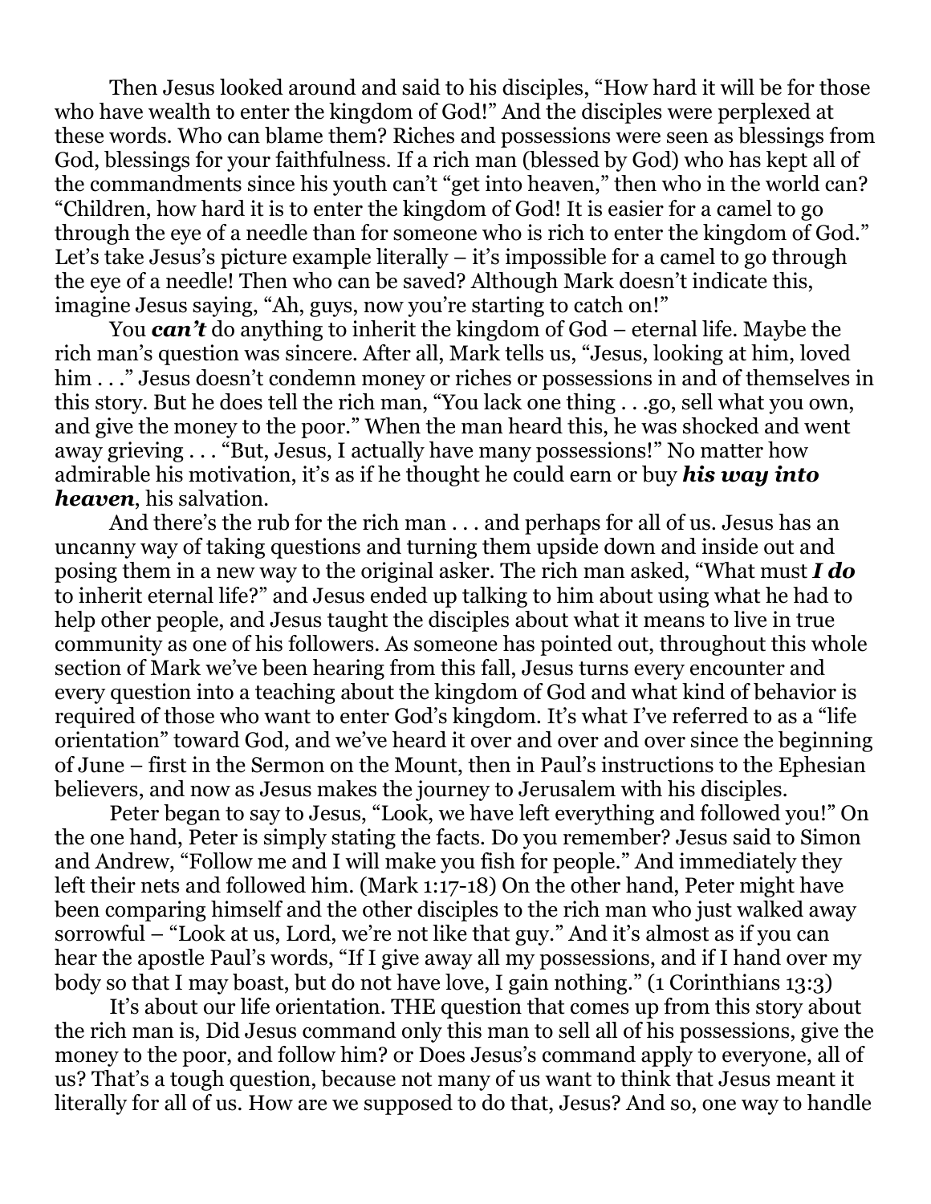Then Jesus looked around and said to his disciples, "How hard it will be for those who have wealth to enter the kingdom of God!" And the disciples were perplexed at these words. Who can blame them? Riches and possessions were seen as blessings from God, blessings for your faithfulness. If a rich man (blessed by God) who has kept all of the commandments since his youth can't "get into heaven," then who in the world can? "Children, how hard it is to enter the kingdom of God! It is easier for a camel to go through the eye of a needle than for someone who is rich to enter the kingdom of God." Let's take Jesus's picture example literally – it's impossible for a camel to go through the eye of a needle! Then who can be saved? Although Mark doesn't indicate this, imagine Jesus saying, "Ah, guys, now you're starting to catch on!"

You ***can't*** do anything to inherit the kingdom of God – eternal life. Maybe the rich man's question was sincere. After all, Mark tells us, "Jesus, looking at him, loved him . . ." Jesus doesn't condemn money or riches or possessions in and of themselves in this story. But he does tell the rich man, "You lack one thing . . .go, sell what you own, and give the money to the poor." When the man heard this, he was shocked and went away grieving . . . "But, Jesus, I actually have many possessions!" No matter how admirable his motivation, it's as if he thought he could earn or buy ***his way into heaven***, his salvation.

And there's the rub for the rich man . . . and perhaps for all of us. Jesus has an uncanny way of taking questions and turning them upside down and inside out and posing them in a new way to the original asker. The rich man asked, "What must ***I do*** to inherit eternal life?" and Jesus ended up talking to him about using what he had to help other people, and Jesus taught the disciples about what it means to live in true community as one of his followers. As someone has pointed out, throughout this whole section of Mark we've been hearing from this fall, Jesus turns every encounter and every question into a teaching about the kingdom of God and what kind of behavior is required of those who want to enter God's kingdom. It's what I've referred to as a "life orientation" toward God, and we've heard it over and over and over since the beginning of June – first in the Sermon on the Mount, then in Paul's instructions to the Ephesian believers, and now as Jesus makes the journey to Jerusalem with his disciples.

Peter began to say to Jesus, "Look, we have left everything and followed you!" On the one hand, Peter is simply stating the facts. Do you remember? Jesus said to Simon and Andrew, "Follow me and I will make you fish for people." And immediately they left their nets and followed him. (Mark 1:17-18) On the other hand, Peter might have been comparing himself and the other disciples to the rich man who just walked away sorrowful – "Look at us, Lord, we're not like that guy." And it's almost as if you can hear the apostle Paul's words, "If I give away all my possessions, and if I hand over my body so that I may boast, but do not have love, I gain nothing." (1 Corinthians 13:3)

It's about our life orientation. THE question that comes up from this story about the rich man is, Did Jesus command only this man to sell all of his possessions, give the money to the poor, and follow him? or Does Jesus's command apply to everyone, all of us? That's a tough question, because not many of us want to think that Jesus meant it literally for all of us. How are we supposed to do that, Jesus? And so, one way to handle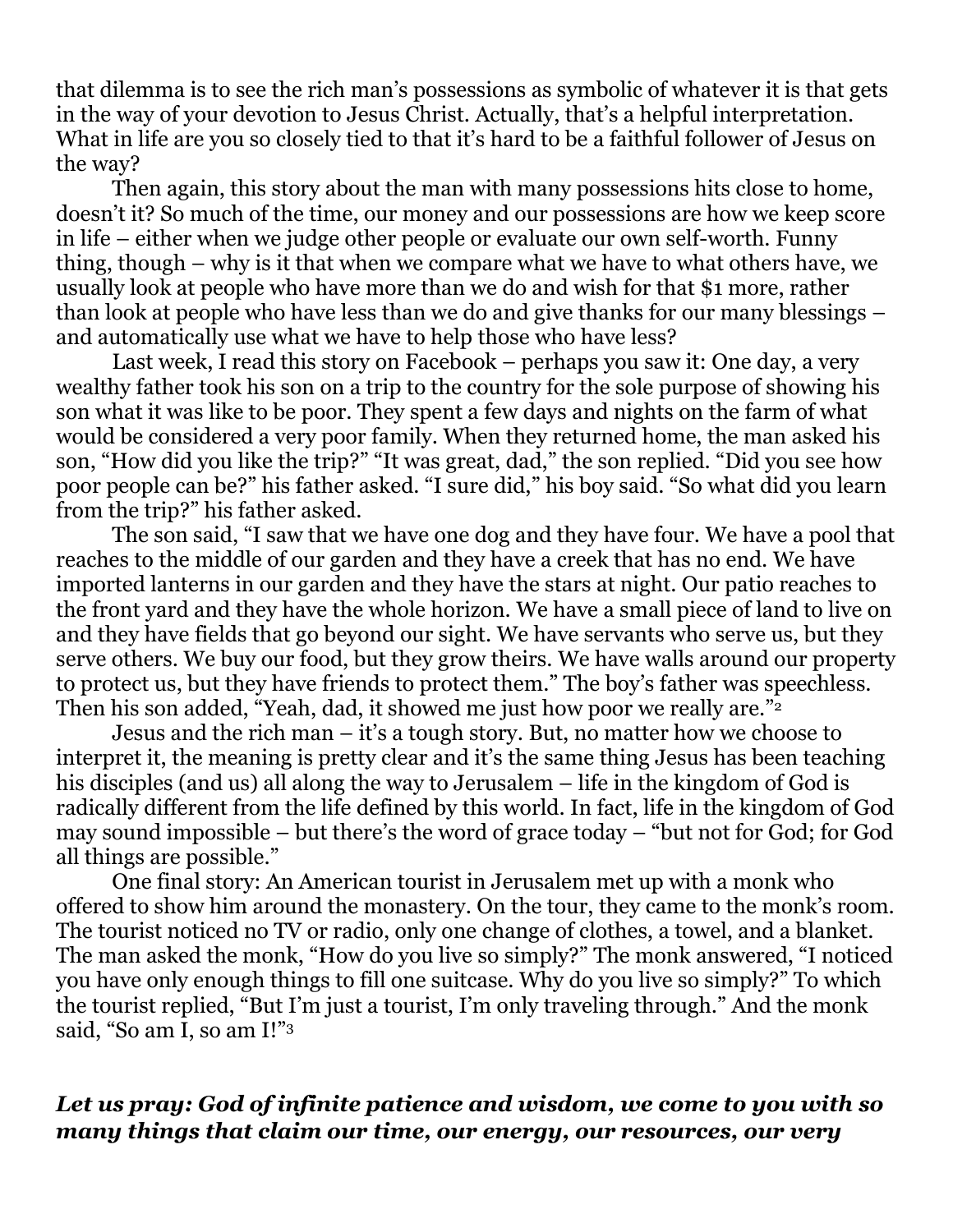that dilemma is to see the rich man's possessions as symbolic of whatever it is that gets in the way of your devotion to Jesus Christ. Actually, that's a helpful interpretation. What in life are you so closely tied to that it's hard to be a faithful follower of Jesus on the way?

Then again, this story about the man with many possessions hits close to home, doesn't it? So much of the time, our money and our possessions are how we keep score in life – either when we judge other people or evaluate our own self-worth. Funny thing, though – why is it that when we compare what we have to what others have, we usually look at people who have more than we do and wish for that $1 more, rather than look at people who have less than we do and give thanks for our many blessings – and automatically use what we have to help those who have less?

Last week, I read this story on Facebook – perhaps you saw it: One day, a very wealthy father took his son on a trip to the country for the sole purpose of showing his son what it was like to be poor. They spent a few days and nights on the farm of what would be considered a very poor family. When they returned home, the man asked his son, "How did you like the trip?" "It was great, dad," the son replied. "Did you see how poor people can be?" his father asked. "I sure did," his boy said. "So what did you learn from the trip?" his father asked.

The son said, "I saw that we have one dog and they have four. We have a pool that reaches to the middle of our garden and they have a creek that has no end. We have imported lanterns in our garden and they have the stars at night. Our patio reaches to the front yard and they have the whole horizon. We have a small piece of land to live on and they have fields that go beyond our sight. We have servants who serve us, but they serve others. We buy our food, but they grow theirs. We have walls around our property to protect us, but they have friends to protect them." The boy's father was speechless. Then his son added, "Yeah, dad, it showed me just how poor we really are."[2]

Jesus and the rich man – it's a tough story. But, no matter how we choose to interpret it, the meaning is pretty clear and it's the same thing Jesus has been teaching his disciples (and us) all along the way to Jerusalem – life in the kingdom of God is radically different from the life defined by this world. In fact, life in the kingdom of God may sound impossible – but there's the word of grace today – "but not for God; for God all things are possible."

One final story: An American tourist in Jerusalem met up with a monk who offered to show him around the monastery. On the tour, they came to the monk's room. The tourist noticed no TV or radio, only one change of clothes, a towel, and a blanket. The man asked the monk, "How do you live so simply?" The monk answered, "I noticed you have only enough things to fill one suitcase. Why do you live so simply?" To which the tourist replied, "But I'm just a tourist, I'm only traveling through." And the monk said, "So am I, so am I!"[3]

***Let us pray: God of infinite patience and wisdom, we come to you with so many things that claim our time, our energy, our resources, our very***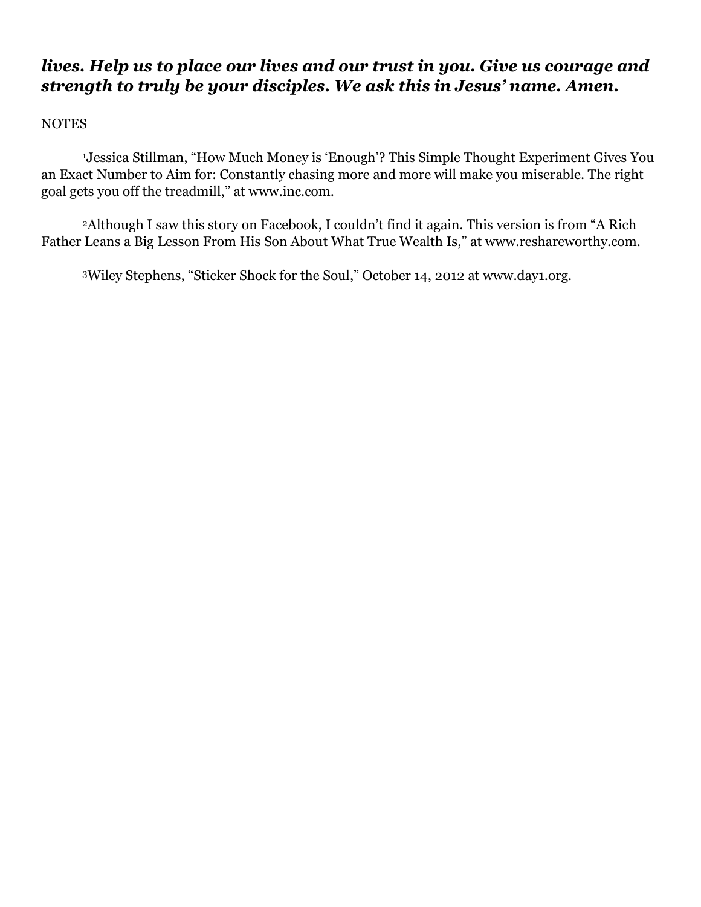***lives. Help us to place our lives and our trust in you. Give us courage and strength to truly be your disciples. We ask this in Jesus' name. Amen.***

NOTES

[1]Jessica Stillman, "How Much Money is 'Enough'? This Simple Thought Experiment Gives You an Exact Number to Aim for: Constantly chasing more and more will make you miserable. The right goal gets you off the treadmill," at www.inc.com.

[2]Although I saw this story on Facebook, I couldn't find it again. This version is from "A Rich Father Leans a Big Lesson From His Son About What True Wealth Is," at www.reshareworthy.com.

[3]Wiley Stephens, "Sticker Shock for the Soul," October 14, 2012 at www.day1.org.